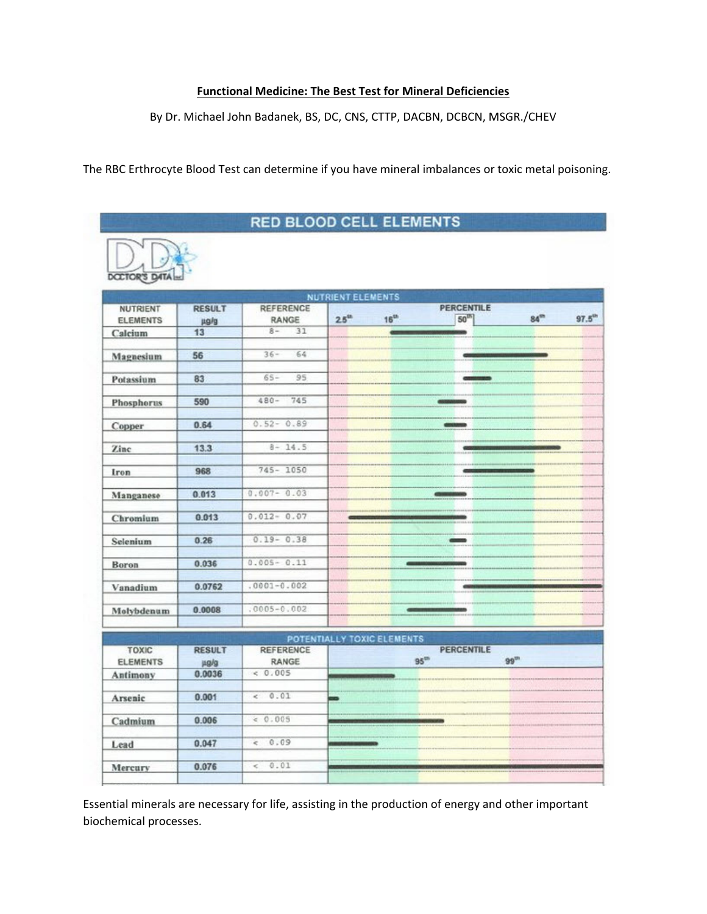**Functional Medicine: The Best Test for Mineral Deficiencies**

By Dr. Michael John Badanek, BS, DC, CNS, CTTP, DACBN, DCBCN, MSGR./CHEV

The RBC Erythrocyte Blood Test can determine if you have mineral imbalances or toxic metal poisoning.

## RED BLOOD CELL ELEMENTS

DOCTOR'S DATA

### NUTRIENT ELEMENTS

| NUTRIENT ELEMENTS | RESULT µg/g | REFERENCE RANGE | PERCENTILE (2.5th, 16th, 50th, 84th, 97.5th) |
|---|---|---|---|
| Calcium | 13 | 8- 31 | |
| Magnesium | 56 | 36- 64 | |
| Potassium | 83 | 65- 95 | |
| Phosphorus | 590 | 480- 745 | |
| Copper | 0.64 | 0.52- 0.89 | |
| Zinc | 13.3 | 8- 14.5 | |
| Iron | 968 | 745- 1050 | |
| Manganese | 0.013 | 0.007- 0.03 | |
| Chromium | 0.013 | 0.012- 0.07 | |
| Selenium | 0.26 | 0.19- 0.38 | |
| Boron | 0.036 | 0.005- 0.11 | |
| Vanadium | 0.0762 | .0001-0.002 | |
| Molybdenum | 0.0008 | .0005-0.002 | |

### POTENTIALLY TOXIC ELEMENTS

| TOXIC ELEMENTS | RESULT µg/g | REFERENCE RANGE | PERCENTILE (95th, 99th) |
|---|---|---|---|
| Antimony | 0.0036 | < 0.005 | |
| Arsenic | 0.001 | < 0.01 | |
| Cadmium | 0.006 | < 0.005 | |
| Lead | 0.047 | < 0.09 | |
| Mercury | 0.076 | < 0.01 | |

Essential minerals are necessary for life, assisting in the production of energy and other important biochemical processes.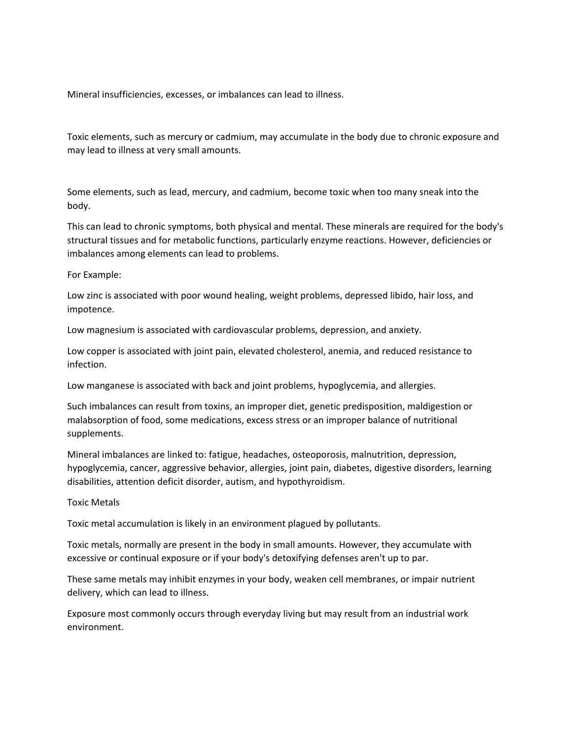Mineral insufficiencies, excesses, or imbalances can lead to illness.

Toxic elements, such as mercury or cadmium, may accumulate in the body due to chronic exposure and may lead to illness at very small amounts.

Some elements, such as lead, mercury, and cadmium, become toxic when too many sneak into the body.

This can lead to chronic symptoms, both physical and mental. These minerals are required for the body's structural tissues and for metabolic functions, particularly enzyme reactions. However, deficiencies or imbalances among elements can lead to problems.

For Example:

Low zinc is associated with poor wound healing, weight problems, depressed libido, hair loss, and impotence.

Low magnesium is associated with cardiovascular problems, depression, and anxiety.

Low copper is associated with joint pain, elevated cholesterol, anemia, and reduced resistance to infection.

Low manganese is associated with back and joint problems, hypoglycemia, and allergies.

Such imbalances can result from toxins, an improper diet, genetic predisposition, maldigestion or malabsorption of food, some medications, excess stress or an improper balance of nutritional supplements.

Mineral imbalances are linked to: fatigue, headaches, osteoporosis, malnutrition, depression, hypoglycemia, cancer, aggressive behavior, allergies, joint pain, diabetes, digestive disorders, learning disabilities, attention deficit disorder, autism, and hypothyroidism.

Toxic Metals

Toxic metal accumulation is likely in an environment plagued by pollutants.

Toxic metals, normally are present in the body in small amounts. However, they accumulate with excessive or continual exposure or if your body's detoxifying defenses aren't up to par.

These same metals may inhibit enzymes in your body, weaken cell membranes, or impair nutrient delivery, which can lead to illness.

Exposure most commonly occurs through everyday living but may result from an industrial work environment.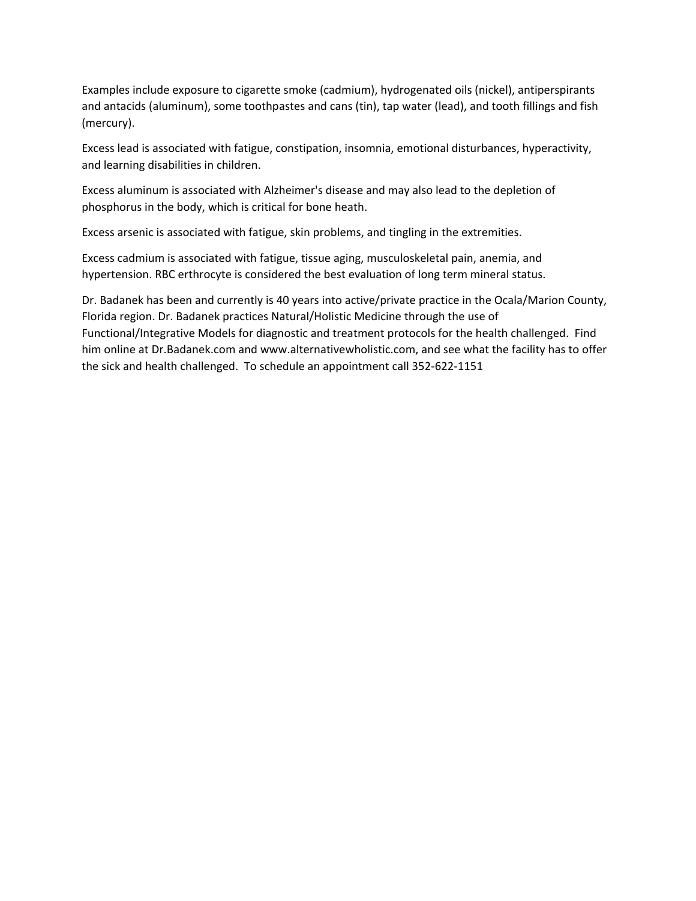Examples include exposure to cigarette smoke (cadmium), hydrogenated oils (nickel), antiperspirants and antacids (aluminum), some toothpastes and cans (tin), tap water (lead), and tooth fillings and fish (mercury).

Excess lead is associated with fatigue, constipation, insomnia, emotional disturbances, hyperactivity, and learning disabilities in children.

Excess aluminum is associated with Alzheimer's disease and may also lead to the depletion of phosphorus in the body, which is critical for bone heath.

Excess arsenic is associated with fatigue, skin problems, and tingling in the extremities.

Excess cadmium is associated with fatigue, tissue aging, musculoskeletal pain, anemia, and hypertension. RBC erthrocyte is considered the best evaluation of long term mineral status.

Dr. Badanek has been and currently is 40 years into active/private practice in the Ocala/Marion County, Florida region. Dr. Badanek practices Natural/Holistic Medicine through the use of Functional/Integrative Models for diagnostic and treatment protocols for the health challenged. Find him online at Dr.Badanek.com and www.alternativewholistic.com, and see what the facility has to offer the sick and health challenged. To schedule an appointment call 352-622-1151